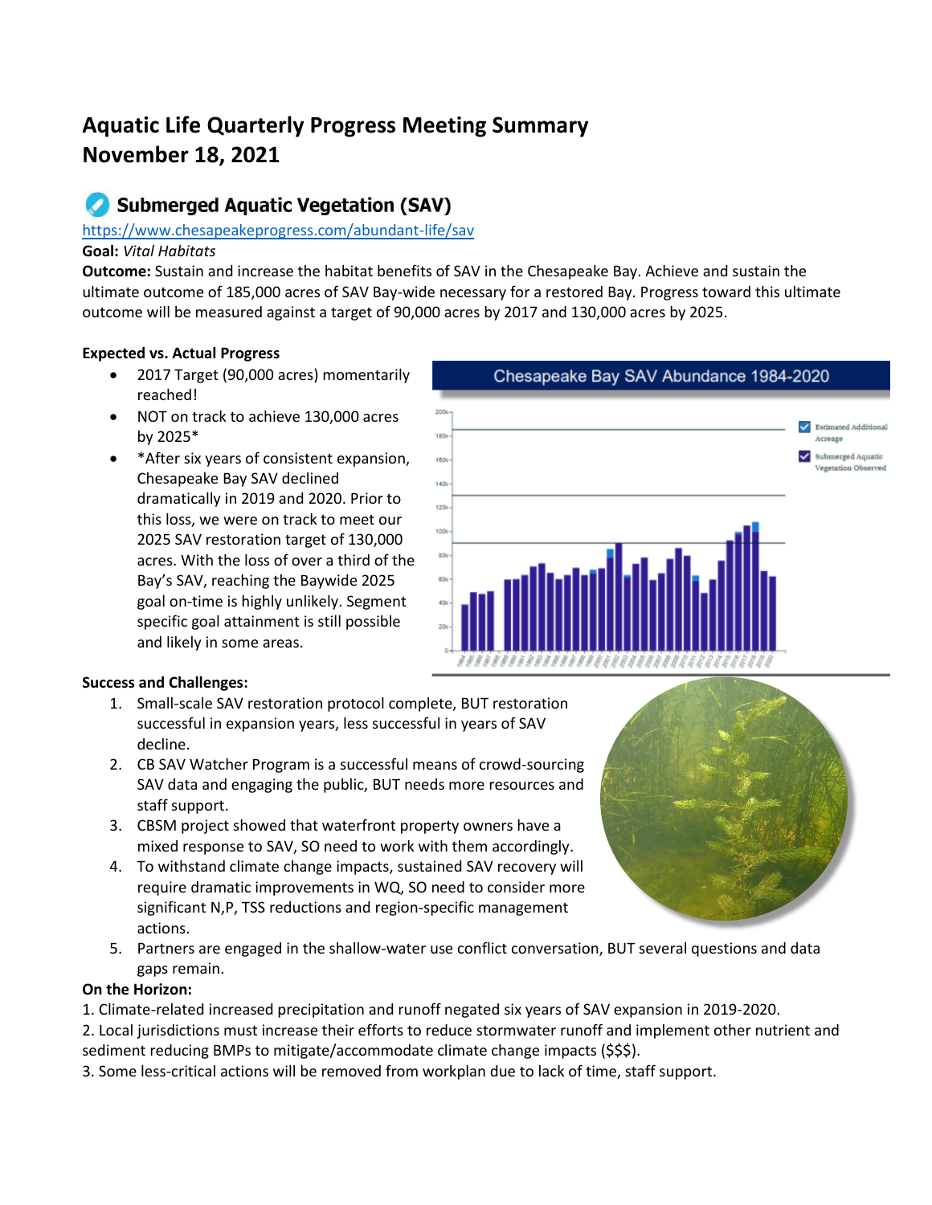# Aquatic Life Quarterly Progress Meeting Summary
# November 18, 2021

## Submerged Aquatic Vegetation (SAV)

https://www.chesapeakeprogress.com/abundant-life/sav

**Goal:** *Vital Habitats*

**Outcome:** Sustain and increase the habitat benefits of SAV in the Chesapeake Bay. Achieve and sustain the ultimate outcome of 185,000 acres of SAV Bay-wide necessary for a restored Bay. Progress toward this ultimate outcome will be measured against a target of 90,000 acres by 2017 and 130,000 acres by 2025.

**Expected vs. Actual Progress**

- 2017 Target (90,000 acres) momentarily reached!
- NOT on track to achieve 130,000 acres by 2025*
- *After six years of consistent expansion, Chesapeake Bay SAV declined dramatically in 2019 and 2020. Prior to this loss, we were on track to meet our 2025 SAV restoration target of 130,000 acres. With the loss of over a third of the Bay's SAV, reaching the Baywide 2025 goal on-time is highly unlikely. Segment specific goal attainment is still possible and likely in some areas.

Chesapeake Bay SAV Abundance 1984-2020

**Success and Challenges:**

1. Small-scale SAV restoration protocol complete, BUT restoration successful in expansion years, less successful in years of SAV decline.
2. CB SAV Watcher Program is a successful means of crowd-sourcing SAV data and engaging the public, BUT needs more resources and staff support.
3. CBSM project showed that waterfront property owners have a mixed response to SAV, SO need to work with them accordingly.
4. To withstand climate change impacts, sustained SAV recovery will require dramatic improvements in WQ, SO need to consider more significant N,P, TSS reductions and region-specific management actions.
5. Partners are engaged in the shallow-water use conflict conversation, BUT several questions and data gaps remain.

**On the Horizon:**

1. Climate-related increased precipitation and runoff negated six years of SAV expansion in 2019-2020.
2. Local jurisdictions must increase their efforts to reduce stormwater runoff and implement other nutrient and sediment reducing BMPs to mitigate/accommodate climate change impacts ($$$).
3. Some less-critical actions will be removed from workplan due to lack of time, staff support.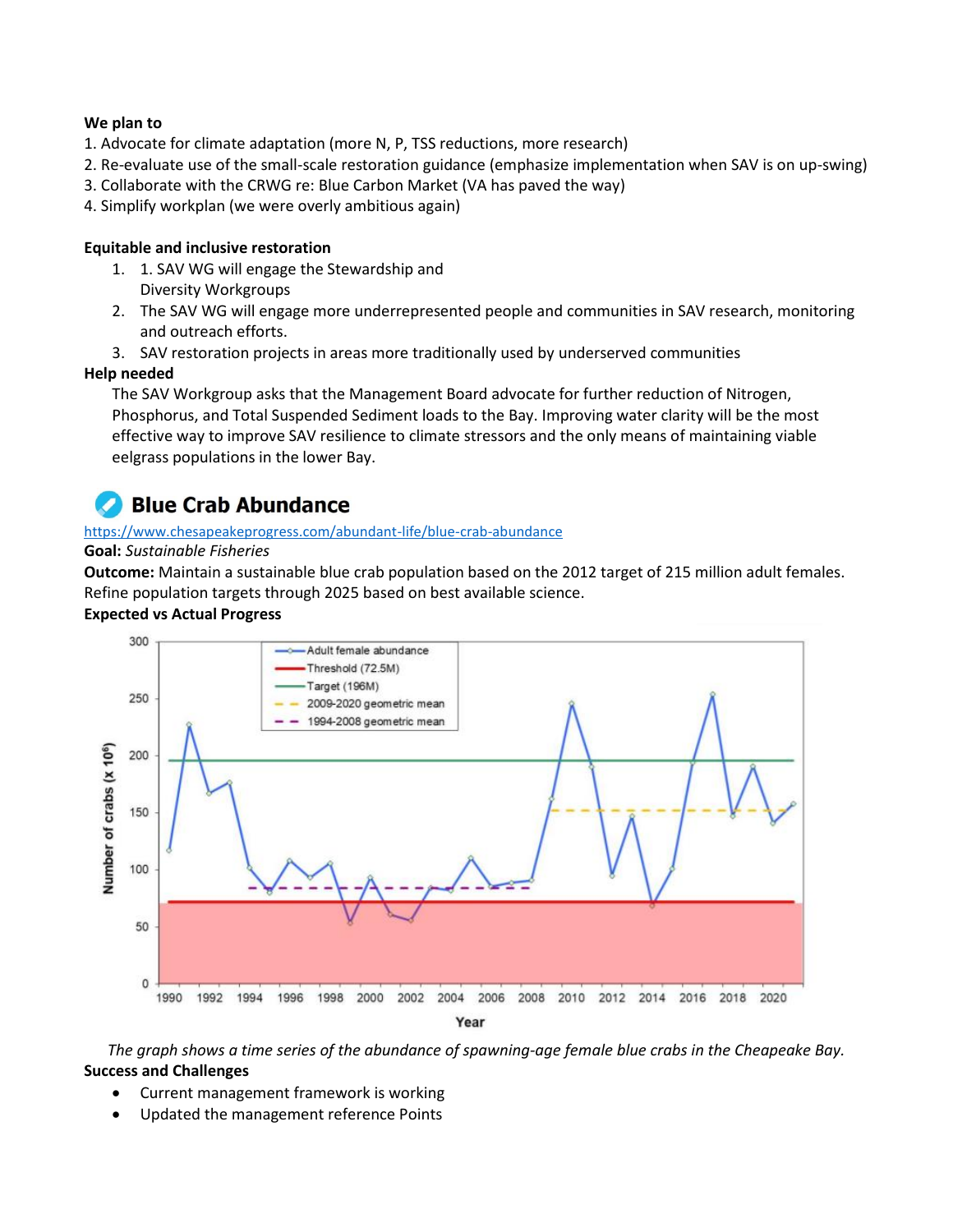**We plan to**

1. Advocate for climate adaptation (more N, P, TSS reductions, more research)
2. Re-evaluate use of the small-scale restoration guidance (emphasize implementation when SAV is on up-swing)
3. Collaborate with the CRWG re: Blue Carbon Market (VA has paved the way)
4. Simplify workplan (we were overly ambitious again)

**Equitable and inclusive restoration**

1. 1. SAV WG will engage the Stewardship and Diversity Workgroups
2. The SAV WG will engage more underrepresented people and communities in SAV research, monitoring and outreach efforts.
3. SAV restoration projects in areas more traditionally used by underserved communities

**Help needed**

The SAV Workgroup asks that the Management Board advocate for further reduction of Nitrogen, Phosphorus, and Total Suspended Sediment loads to the Bay. Improving water clarity will be the most effective way to improve SAV resilience to climate stressors and the only means of maintaining viable eelgrass populations in the lower Bay.

## Blue Crab Abundance

https://www.chesapeakeprogress.com/abundant-life/blue-crab-abundance

**Goal:** *Sustainable Fisheries*

**Outcome:** Maintain a sustainable blue crab population based on the 2012 target of 215 million adult females. Refine population targets through 2025 based on best available science.

**Expected vs Actual Progress**

*The graph shows a time series of the abundance of spawning-age female blue crabs in the Cheapeake Bay.*

**Success and Challenges**

- Current management framework is working
- Updated the management reference Points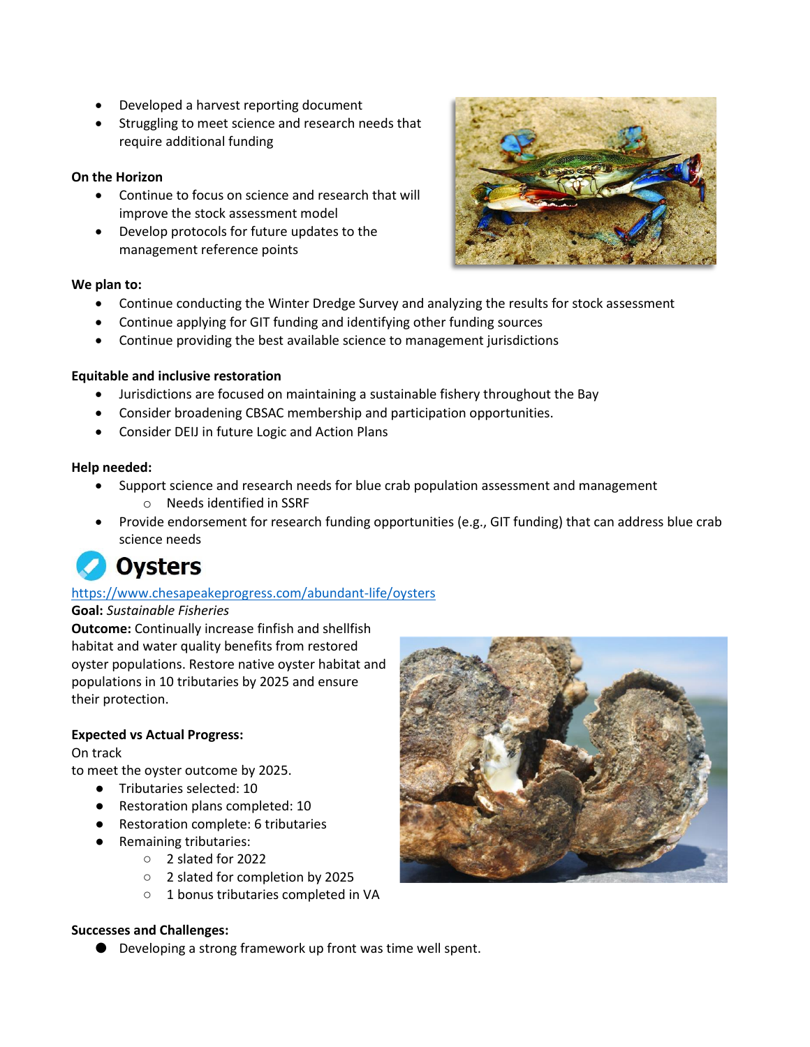- Developed a harvest reporting document
- Struggling to meet science and research needs that require additional funding

**On the Horizon**

- Continue to focus on science and research that will improve the stock assessment model
- Develop protocols for future updates to the management reference points

**We plan to:**

- Continue conducting the Winter Dredge Survey and analyzing the results for stock assessment
- Continue applying for GIT funding and identifying other funding sources
- Continue providing the best available science to management jurisdictions

**Equitable and inclusive restoration**

- Jurisdictions are focused on maintaining a sustainable fishery throughout the Bay
- Consider broadening CBSAC membership and participation opportunities.
- Consider DEIJ in future Logic and Action Plans

**Help needed:**

- Support science and research needs for blue crab population assessment and management
  - Needs identified in SSRF
- Provide endorsement for research funding opportunities (e.g., GIT funding) that can address blue crab science needs

# Oysters

https://www.chesapeakeprogress.com/abundant-life/oysters

**Goal:** *Sustainable Fisheries*

**Outcome:** Continually increase finfish and shellfish habitat and water quality benefits from restored oyster populations. Restore native oyster habitat and populations in 10 tributaries by 2025 and ensure their protection.

**Expected vs Actual Progress:**

On track
to meet the oyster outcome by 2025.

- Tributaries selected: 10
- Restoration plans completed: 10
- Restoration complete: 6 tributaries
- Remaining tributaries:
  - 2 slated for 2022
  - 2 slated for completion by 2025
  - 1 bonus tributaries completed in VA

**Successes and Challenges:**

- Developing a strong framework up front was time well spent.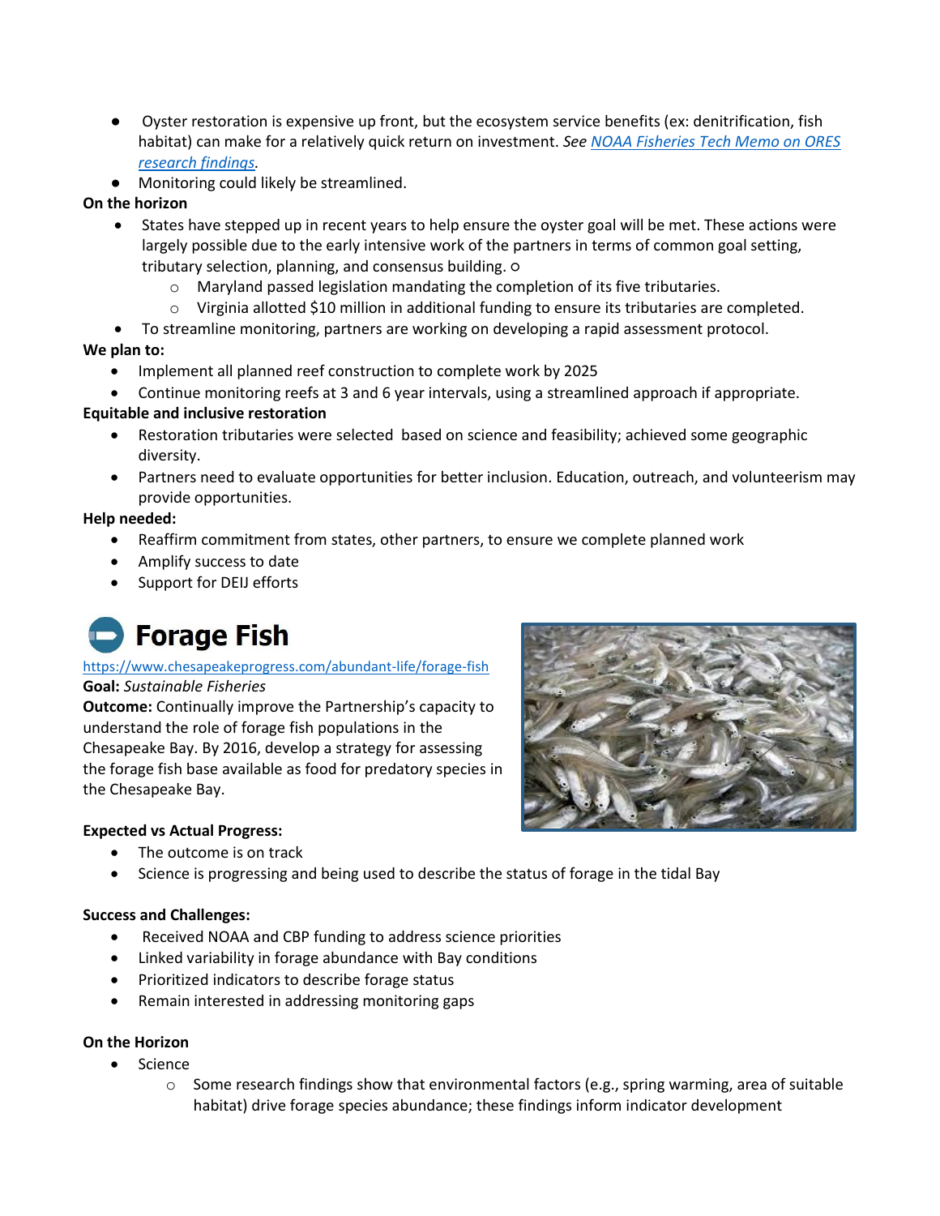- Oyster restoration is expensive up front, but the ecosystem service benefits (ex: denitrification, fish habitat) can make for a relatively quick return on investment. *See [NOAA Fisheries Tech Memo on ORES research findings](NOAA Fisheries Tech Memo on ORES research findings).*
- Monitoring could likely be streamlined.

**On the horizon**

- States have stepped up in recent years to help ensure the oyster goal will be met. These actions were largely possible due to the early intensive work of the partners in terms of common goal setting, tributary selection, planning, and consensus building. o
  - Maryland passed legislation mandating the completion of its five tributaries.
  - Virginia allotted $10 million in additional funding to ensure its tributaries are completed.
- To streamline monitoring, partners are working on developing a rapid assessment protocol.

**We plan to:**

- Implement all planned reef construction to complete work by 2025
- Continue monitoring reefs at 3 and 6 year intervals, using a streamlined approach if appropriate.

**Equitable and inclusive restoration**

- Restoration tributaries were selected based on science and feasibility; achieved some geographic diversity.
- Partners need to evaluate opportunities for better inclusion. Education, outreach, and volunteerism may provide opportunities.

**Help needed:**

- Reaffirm commitment from states, other partners, to ensure we complete planned work
- Amplify success to date
- Support for DEIJ efforts

# Forage Fish

https://www.chesapeakeprogress.com/abundant-life/forage-fish

**Goal:** *Sustainable Fisheries*

**Outcome:** Continually improve the Partnership's capacity to understand the role of forage fish populations in the Chesapeake Bay. By 2016, develop a strategy for assessing the forage fish base available as food for predatory species in the Chesapeake Bay.

**Expected vs Actual Progress:**

- The outcome is on track
- Science is progressing and being used to describe the status of forage in the tidal Bay

**Success and Challenges:**

- Received NOAA and CBP funding to address science priorities
- Linked variability in forage abundance with Bay conditions
- Prioritized indicators to describe forage status
- Remain interested in addressing monitoring gaps

**On the Horizon**

- Science
  - Some research findings show that environmental factors (e.g., spring warming, area of suitable habitat) drive forage species abundance; these findings inform indicator development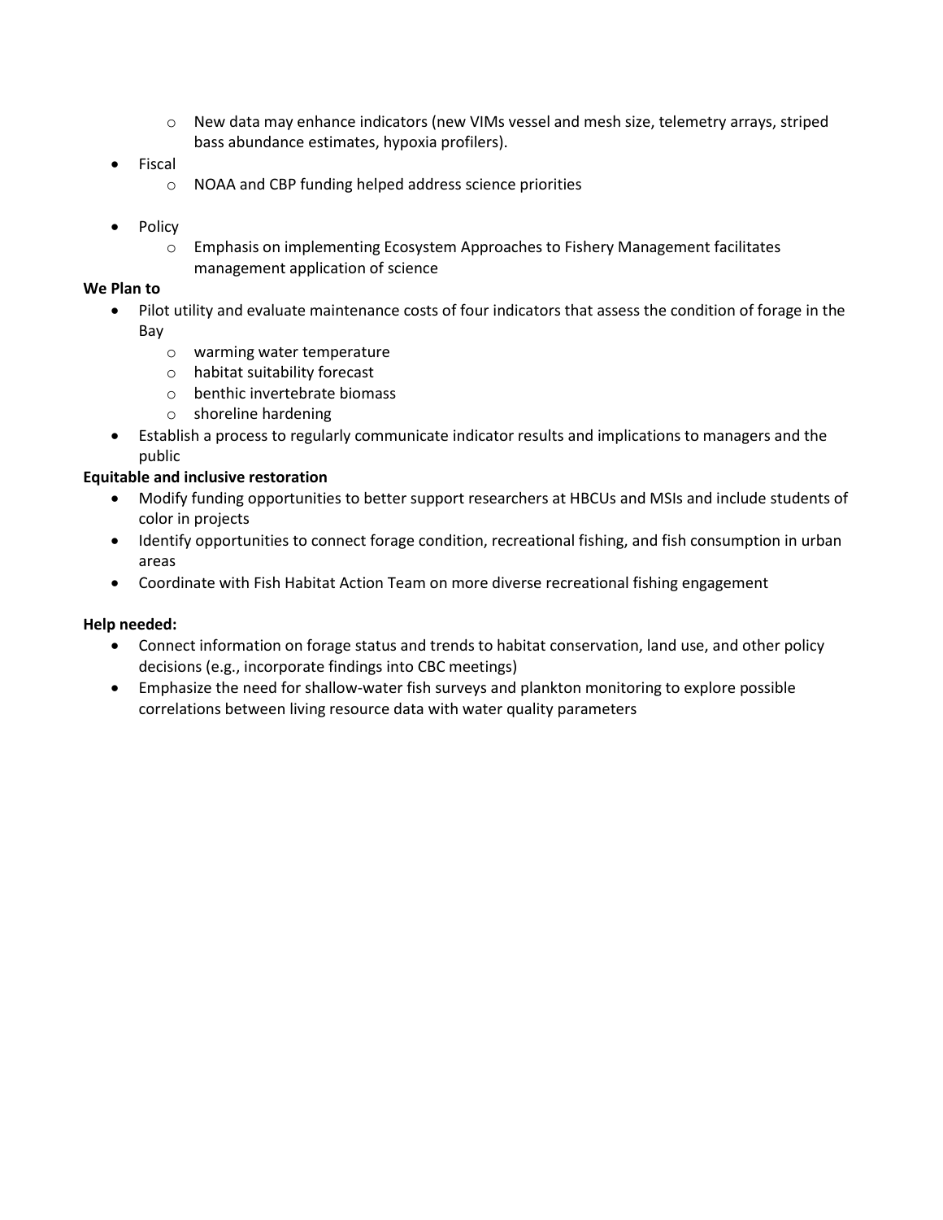- New data may enhance indicators (new VIMs vessel and mesh size, telemetry arrays, striped bass abundance estimates, hypoxia profilers).
- Fiscal
    - NOAA and CBP funding helped address science priorities
- Policy
    - Emphasis on implementing Ecosystem Approaches to Fishery Management facilitates management application of science

**We Plan to**

- Pilot utility and evaluate maintenance costs of four indicators that assess the condition of forage in the Bay
    - warming water temperature
    - habitat suitability forecast
    - benthic invertebrate biomass
    - shoreline hardening
- Establish a process to regularly communicate indicator results and implications to managers and the public

**Equitable and inclusive restoration**

- Modify funding opportunities to better support researchers at HBCUs and MSIs and include students of color in projects
- Identify opportunities to connect forage condition, recreational fishing, and fish consumption in urban areas
- Coordinate with Fish Habitat Action Team on more diverse recreational fishing engagement

**Help needed:**

- Connect information on forage status and trends to habitat conservation, land use, and other policy decisions (e.g., incorporate findings into CBC meetings)
- Emphasize the need for shallow-water fish surveys and plankton monitoring to explore possible correlations between living resource data with water quality parameters